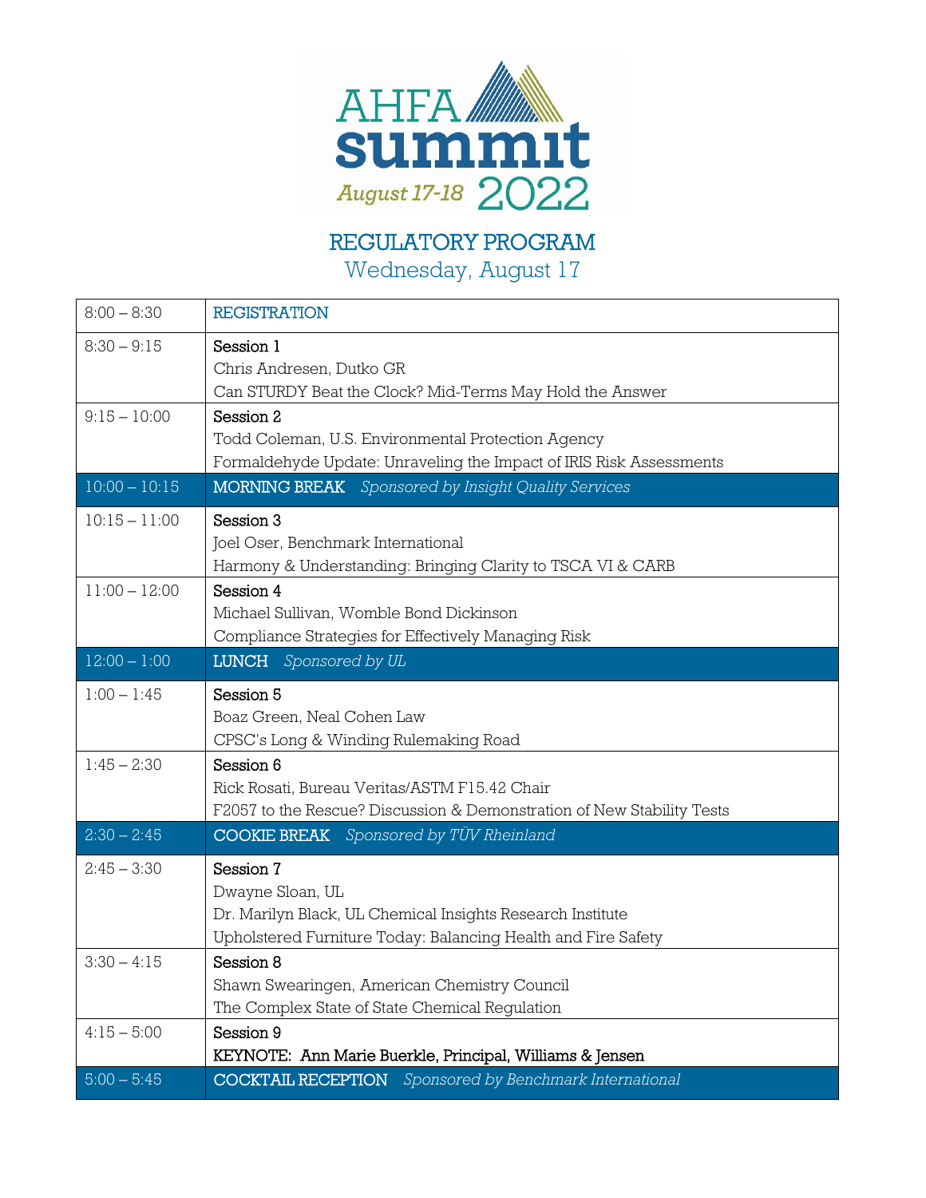AHFA summit August 17-18 2022

# REGULATORY PROGRAM

## Wednesday, August 17

| | |
|---|---|
| 8:00 – 8:30 | REGISTRATION |
| 8:30 – 9:15 | Session 1<br>Chris Andresen, Dutko GR<br>Can STURDY Beat the Clock? Mid-Terms May Hold the Answer |
| 9:15 – 10:00 | Session 2<br>Todd Coleman, U.S. Environmental Protection Agency<br>Formaldehyde Update: Unraveling the Impact of IRIS Risk Assessments |
| 10:00 – 10:15 | MORNING BREAK *Sponsored by Insight Quality Services* |
| 10:15 – 11:00 | Session 3<br>Joel Oser, Benchmark International<br>Harmony & Understanding: Bringing Clarity to TSCA VI & CARB |
| 11:00 – 12:00 | Session 4<br>Michael Sullivan, Womble Bond Dickinson<br>Compliance Strategies for Effectively Managing Risk |
| 12:00 – 1:00 | LUNCH *Sponsored by UL* |
| 1:00 – 1:45 | Session 5<br>Boaz Green, Neal Cohen Law<br>CPSC's Long & Winding Rulemaking Road |
| 1:45 – 2:30 | Session 6<br>Rick Rosati, Bureau Veritas/ASTM F15.42 Chair<br>F2057 to the Rescue? Discussion & Demonstration of New Stability Tests |
| 2:30 – 2:45 | COOKIE BREAK *Sponsored by TÜV Rheinland* |
| 2:45 – 3:30 | Session 7<br>Dwayne Sloan, UL<br>Dr. Marilyn Black, UL Chemical Insights Research Institute<br>Upholstered Furniture Today: Balancing Health and Fire Safety |
| 3:30 – 4:15 | Session 8<br>Shawn Swearingen, American Chemistry Council<br>The Complex State of State Chemical Regulation |
| 4:15 – 5:00 | Session 9<br>KEYNOTE: Ann Marie Buerkle, Principal, Williams & Jensen |
| 5:00 – 5:45 | COCKTAIL RECEPTION *Sponsored by Benchmark International* |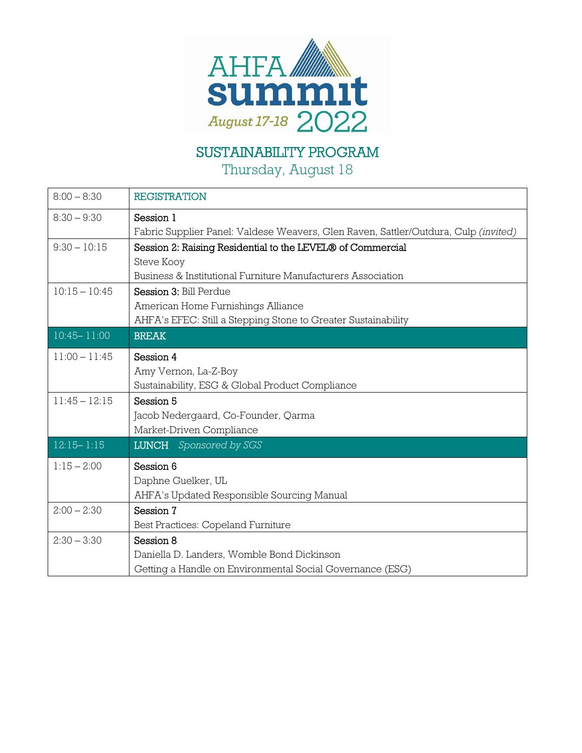AHFA summit

August 17-18 2022

## SUSTAINABILITY PROGRAM

Thursday, August 18

| | |
|---|---|
| 8:00 – 8:30 | REGISTRATION |
| 8:30 – 9:30 | **Session 1**<br>Fabric Supplier Panel: Valdese Weavers, Glen Raven, Sattler/Outdura, Culp *(invited)* |
| 9:30 – 10:15 | **Session 2: Raising Residential to the LEVEL® of Commercial**<br>Steve Kooy<br>Business & Institutional Furniture Manufacturers Association |
| 10:15 – 10:45 | **Session 3:** Bill Perdue<br>American Home Furnishings Alliance<br>AHFA's EFEC: Still a Stepping Stone to Greater Sustainability |
| 10:45– 11:00 | **BREAK** |
| 11:00 – 11:45 | **Session 4**<br>Amy Vernon, La-Z-Boy<br>Sustainability, ESG & Global Product Compliance |
| 11:45 – 12:15 | **Session 5**<br>Jacob Nedergaard, Co-Founder, Qarma<br>Market-Driven Compliance |
| 12:15– 1:15 | **LUNCH** *Sponsored by SGS* |
| 1:15 – 2:00 | **Session 6**<br>Daphne Guelker, UL<br>AHFA's Updated Responsible Sourcing Manual |
| 2:00 – 2:30 | **Session 7**<br>Best Practices: Copeland Furniture |
| 2:30 – 3:30 | **Session 8**<br>Daniella D. Landers, Womble Bond Dickinson<br>Getting a Handle on Environmental Social Governance (ESG) |